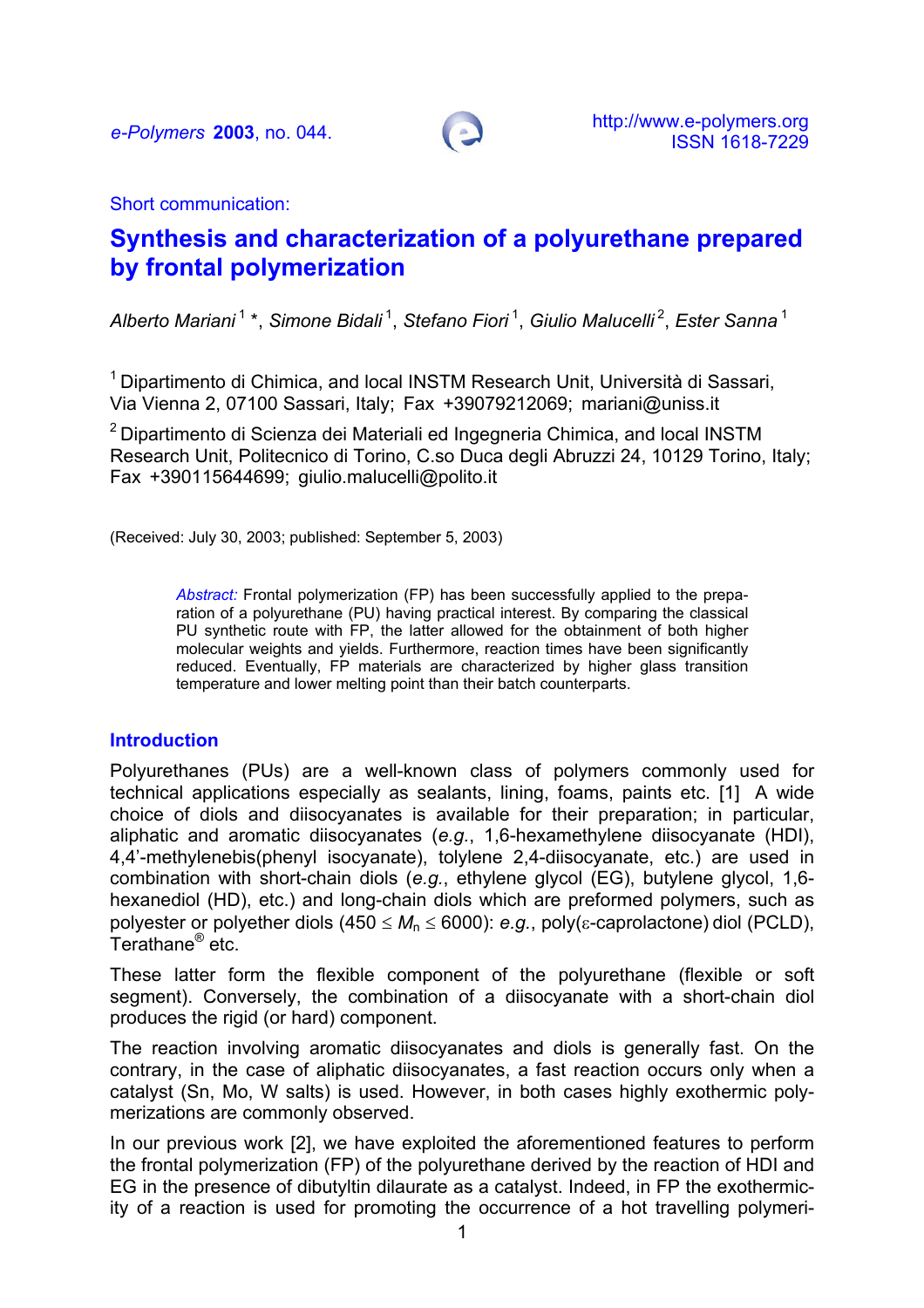e-Polymers **2003**, no. 044.

http://www.e-polymers.org
ISSN 1618-7229

Short communication:

# Synthesis and characterization of a polyurethane prepared by frontal polymerization

*Alberto Mariani* [1] \*, *Simone Bidali* [1], *Stefano Fiori* [1], *Giulio Malucelli* [2], *Ester Sanna* [1]

[1] Dipartimento di Chimica, and local INSTM Research Unit, Università di Sassari, Via Vienna 2, 07100 Sassari, Italy; Fax +39079212069; mariani@uniss.it

[2] Dipartimento di Scienza dei Materiali ed Ingegneria Chimica, and local INSTM Research Unit, Politecnico di Torino, C.so Duca degli Abruzzi 24, 10129 Torino, Italy; Fax +390115644699; giulio.malucelli@polito.it

(Received: July 30, 2003; published: September 5, 2003)

*Abstract:* Frontal polymerization (FP) has been successfully applied to the preparation of a polyurethane (PU) having practical interest. By comparing the classical PU synthetic route with FP, the latter allowed for the obtainment of both higher molecular weights and yields. Furthermore, reaction times have been significantly reduced. Eventually, FP materials are characterized by higher glass transition temperature and lower melting point than their batch counterparts.

## Introduction

Polyurethanes (PUs) are a well-known class of polymers commonly used for technical applications especially as sealants, lining, foams, paints etc. [1] A wide choice of diols and diisocyanates is available for their preparation; in particular, aliphatic and aromatic diisocyanates (*e.g.*, 1,6-hexamethylene diisocyanate (HDI), 4,4'-methylenebis(phenyl isocyanate), tolylene 2,4-diisocyanate, etc.) are used in combination with short-chain diols (*e.g.*, ethylene glycol (EG), butylene glycol, 1,6-hexanediol (HD), etc.) and long-chain diols which are preformed polymers, such as polyester or polyether diols ($450 \le M_n \le 6000$): *e.g.*, poly(ε-caprolactone) diol (PCLD), Terathane® etc.

These latter form the flexible component of the polyurethane (flexible or soft segment). Conversely, the combination of a diisocyanate with a short-chain diol produces the rigid (or hard) component.

The reaction involving aromatic diisocyanates and diols is generally fast. On the contrary, in the case of aliphatic diisocyanates, a fast reaction occurs only when a catalyst (Sn, Mo, W salts) is used. However, in both cases highly exothermic polymerizations are commonly observed.

In our previous work [2], we have exploited the aforementioned features to perform the frontal polymerization (FP) of the polyurethane derived by the reaction of HDI and EG in the presence of dibutyltin dilaurate as a catalyst. Indeed, in FP the exothermicity of a reaction is used for promoting the occurrence of a hot travelling polymeri-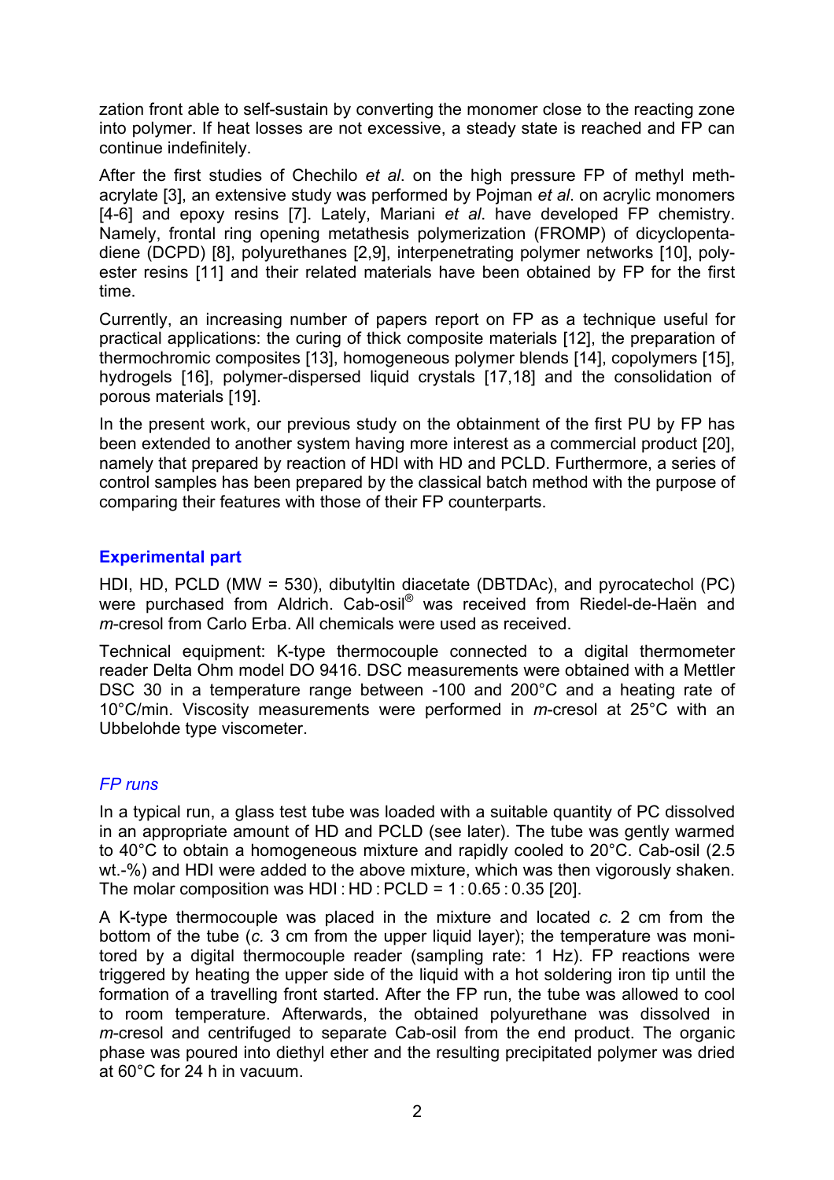zation front able to self-sustain by converting the monomer close to the reacting zone into polymer. If heat losses are not excessive, a steady state is reached and FP can continue indefinitely.

After the first studies of Chechilo *et al*. on the high pressure FP of methyl methacrylate [3], an extensive study was performed by Pojman *et al*. on acrylic monomers [4-6] and epoxy resins [7]. Lately, Mariani *et al*. have developed FP chemistry. Namely, frontal ring opening metathesis polymerization (FROMP) of dicyclopentadiene (DCPD) [8], polyurethanes [2,9], interpenetrating polymer networks [10], polyester resins [11] and their related materials have been obtained by FP for the first time.

Currently, an increasing number of papers report on FP as a technique useful for practical applications: the curing of thick composite materials [12], the preparation of thermochromic composites [13], homogeneous polymer blends [14], copolymers [15], hydrogels [16], polymer-dispersed liquid crystals [17,18] and the consolidation of porous materials [19].

In the present work, our previous study on the obtainment of the first PU by FP has been extended to another system having more interest as a commercial product [20], namely that prepared by reaction of HDI with HD and PCLD. Furthermore, a series of control samples has been prepared by the classical batch method with the purpose of comparing their features with those of their FP counterparts.

## Experimental part

HDI, HD, PCLD (MW = 530), dibutyltin diacetate (DBTDAc), and pyrocatechol (PC) were purchased from Aldrich. Cab-osil® was received from Riedel-de-Haën and *m*-cresol from Carlo Erba. All chemicals were used as received.

Technical equipment: K-type thermocouple connected to a digital thermometer reader Delta Ohm model DO 9416. DSC measurements were obtained with a Mettler DSC 30 in a temperature range between -100 and 200°C and a heating rate of 10°C/min. Viscosity measurements were performed in *m*-cresol at 25°C with an Ubbelohde type viscometer.

### *FP runs*

In a typical run, a glass test tube was loaded with a suitable quantity of PC dissolved in an appropriate amount of HD and PCLD (see later). The tube was gently warmed to 40°C to obtain a homogeneous mixture and rapidly cooled to 20°C. Cab-osil (2.5 wt.-%) and HDI were added to the above mixture, which was then vigorously shaken. The molar composition was HDI : HD : PCLD = 1 : 0.65 : 0.35 [20].

A K-type thermocouple was placed in the mixture and located *c.* 2 cm from the bottom of the tube (*c.* 3 cm from the upper liquid layer); the temperature was monitored by a digital thermocouple reader (sampling rate: 1 Hz). FP reactions were triggered by heating the upper side of the liquid with a hot soldering iron tip until the formation of a travelling front started. After the FP run, the tube was allowed to cool to room temperature. Afterwards, the obtained polyurethane was dissolved in *m*-cresol and centrifuged to separate Cab-osil from the end product. The organic phase was poured into diethyl ether and the resulting precipitated polymer was dried at 60°C for 24 h in vacuum.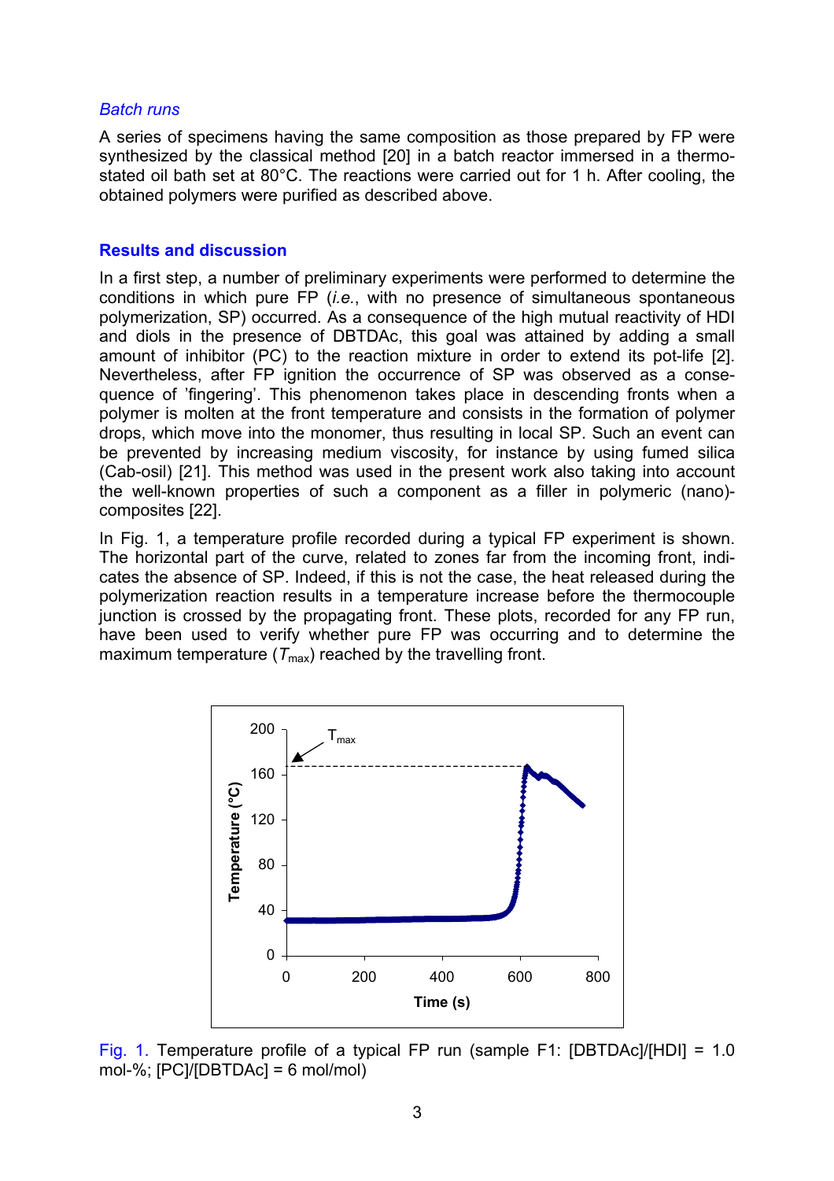### *Batch runs*

A series of specimens having the same composition as those prepared by FP were synthesized by the classical method [20] in a batch reactor immersed in a thermostated oil bath set at 80°C. The reactions were carried out for 1 h. After cooling, the obtained polymers were purified as described above.

## Results and discussion

In a first step, a number of preliminary experiments were performed to determine the conditions in which pure FP (*i.e.*, with no presence of simultaneous spontaneous polymerization, SP) occurred. As a consequence of the high mutual reactivity of HDI and diols in the presence of DBTDAc, this goal was attained by adding a small amount of inhibitor (PC) to the reaction mixture in order to extend its pot-life [2]. Nevertheless, after FP ignition the occurrence of SP was observed as a consequence of 'fingering'. This phenomenon takes place in descending fronts when a polymer is molten at the front temperature and consists in the formation of polymer drops, which move into the monomer, thus resulting in local SP. Such an event can be prevented by increasing medium viscosity, for instance by using fumed silica (Cab-osil) [21]. This method was used in the present work also taking into account the well-known properties of such a component as a filler in polymeric (nano)-composites [22].

In Fig. 1, a temperature profile recorded during a typical FP experiment is shown. The horizontal part of the curve, related to zones far from the incoming front, indicates the absence of SP. Indeed, if this is not the case, the heat released during the polymerization reaction results in a temperature increase before the thermocouple junction is crossed by the propagating front. These plots, recorded for any FP run, have been used to verify whether pure FP was occurring and to determine the maximum temperature ($T_{max}$) reached by the travelling front.

Fig. 1. Temperature profile of a typical FP run (sample F1: [DBTDAc]/[HDI] = 1.0 mol-%; [PC]/[DBTDAc] = 6 mol/mol)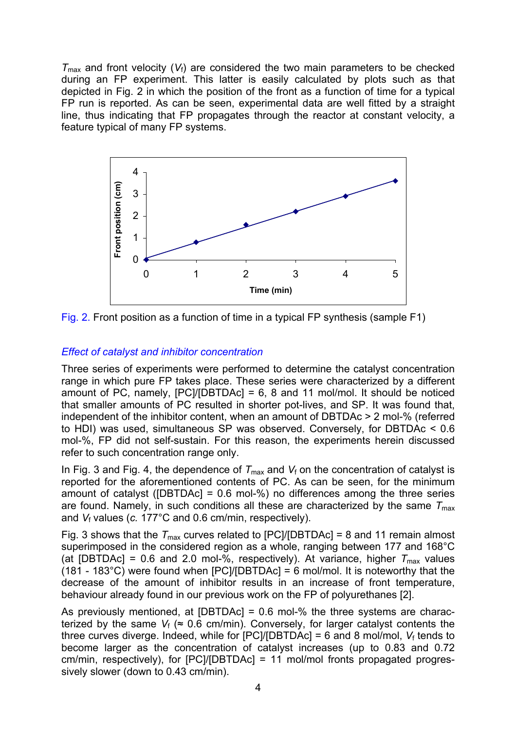$T_{max}$ and front velocity ($V_f$) are considered the two main parameters to be checked during an FP experiment. This latter is easily calculated by plots such as that depicted in Fig. 2 in which the position of the front as a function of time for a typical FP run is reported. As can be seen, experimental data are well fitted by a straight line, thus indicating that FP propagates through the reactor at constant velocity, a feature typical of many FP systems.

Fig. 2. Front position as a function of time in a typical FP synthesis (sample F1)

### *Effect of catalyst and inhibitor concentration*

Three series of experiments were performed to determine the catalyst concentration range in which pure FP takes place. These series were characterized by a different amount of PC, namely, [PC]/[DBTDAc] = 6, 8 and 11 mol/mol. It should be noticed that smaller amounts of PC resulted in shorter pot-lives, and SP. It was found that, independent of the inhibitor content, when an amount of DBTDAc > 2 mol-% (referred to HDI) was used, simultaneous SP was observed. Conversely, for DBTDAc < 0.6 mol-%, FP did not self-sustain. For this reason, the experiments herein discussed refer to such concentration range only.

In Fig. 3 and Fig. 4, the dependence of $T_{max}$ and $V_f$ on the concentration of catalyst is reported for the aforementioned contents of PC. As can be seen, for the minimum amount of catalyst ([DBTDAc] = 0.6 mol-%) no differences among the three series are found. Namely, in such conditions all these are characterized by the same $T_{max}$ and $V_f$ values (*c.* 177°C and 0.6 cm/min, respectively).

Fig. 3 shows that the $T_{max}$ curves related to [PC]/[DBTDAc] = 8 and 11 remain almost superimposed in the considered region as a whole, ranging between 177 and 168°C (at [DBTDAc] = 0.6 and 2.0 mol-%, respectively). At variance, higher $T_{max}$ values (181 - 183°C) were found when [PC]/[DBTDAc] = 6 mol/mol. It is noteworthy that the decrease of the amount of inhibitor results in an increase of front temperature, behaviour already found in our previous work on the FP of polyurethanes [2].

As previously mentioned, at [DBTDAc] = 0.6 mol-% the three systems are characterized by the same $V_f$ (≈ 0.6 cm/min). Conversely, for larger catalyst contents the three curves diverge. Indeed, while for [PC]/[DBTDAc] = 6 and 8 mol/mol, $V_f$ tends to become larger as the concentration of catalyst increases (up to 0.83 and 0.72 cm/min, respectively), for [PC]/[DBTDAc] = 11 mol/mol fronts propagated progressively slower (down to 0.43 cm/min).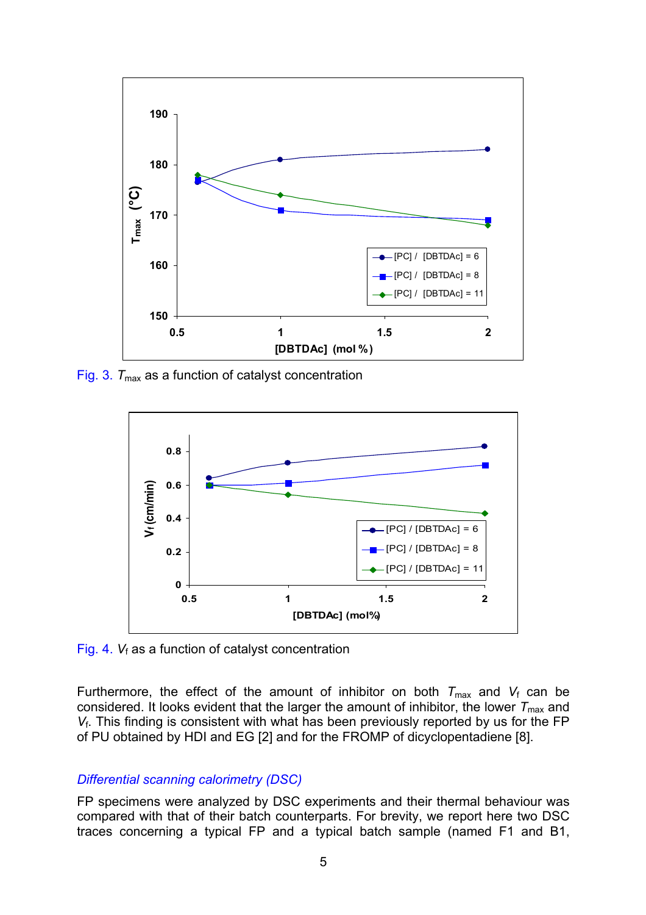Fig. 3. $T_{max}$ as a function of catalyst concentration

Fig. 4. $V_f$ as a function of catalyst concentration

Furthermore, the effect of the amount of inhibitor on both $T_{max}$ and $V_f$ can be considered. It looks evident that the larger the amount of inhibitor, the lower $T_{max}$ and $V_f$. This finding is consistent with what has been previously reported by us for the FP of PU obtained by HDI and EG [2] and for the FROMP of dicyclopentadiene [8].

### *Differential scanning calorimetry (DSC)*

FP specimens were analyzed by DSC experiments and their thermal behaviour was compared with that of their batch counterparts. For brevity, we report here two DSC traces concerning a typical FP and a typical batch sample (named F1 and B1,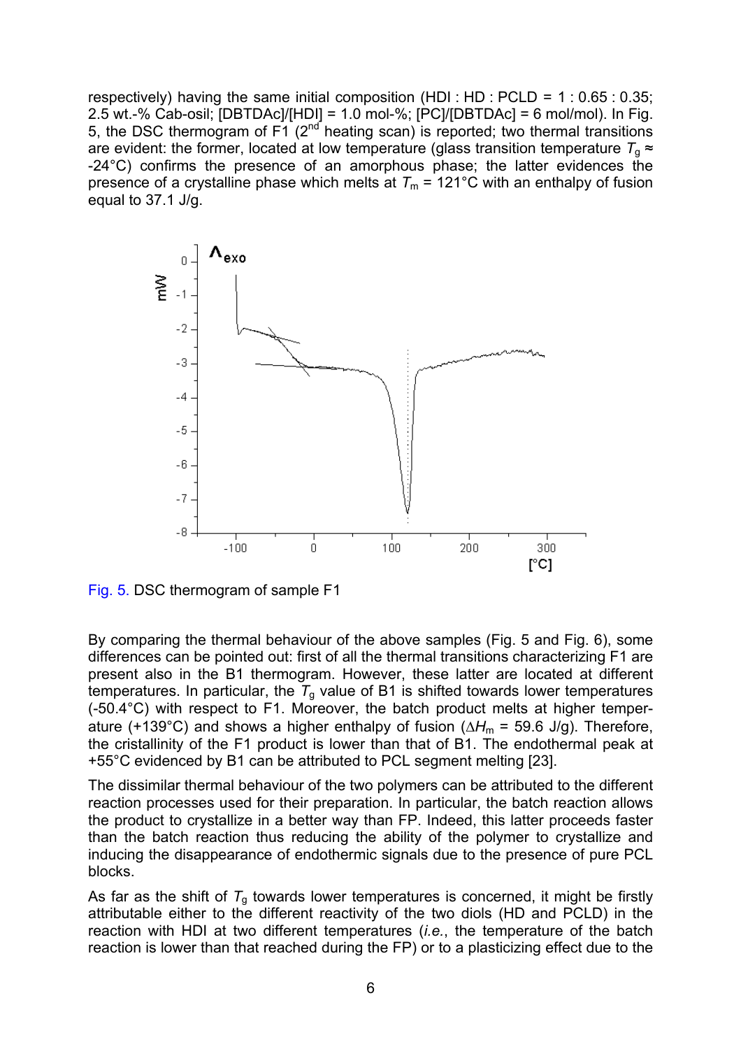respectively) having the same initial composition (HDI : HD : PCLD = 1 : 0.65 : 0.35; 2.5 wt.-% Cab-osil; [DBTDAc]/[HDI] = 1.0 mol-%; [PC]/[DBTDAc] = 6 mol/mol). In Fig. 5, the DSC thermogram of F1 (2$^{nd}$ heating scan) is reported; two thermal transitions are evident: the former, located at low temperature (glass transition temperature $T_g \approx$ -24°C) confirms the presence of an amorphous phase; the latter evidences the presence of a crystalline phase which melts at $T_m$ = 121°C with an enthalpy of fusion equal to 37.1 J/g.

Fig. 5. DSC thermogram of sample F1

By comparing the thermal behaviour of the above samples (Fig. 5 and Fig. 6), some differences can be pointed out: first of all the thermal transitions characterizing F1 are present also in the B1 thermogram. However, these latter are located at different temperatures. In particular, the $T_g$ value of B1 is shifted towards lower temperatures (-50.4°C) with respect to F1. Moreover, the batch product melts at higher temperature (+139°C) and shows a higher enthalpy of fusion ($\Delta H_m$ = 59.6 J/g). Therefore, the cristallinity of the F1 product is lower than that of B1. The endothermal peak at +55°C evidenced by B1 can be attributed to PCL segment melting [23].

The dissimilar thermal behaviour of the two polymers can be attributed to the different reaction processes used for their preparation. In particular, the batch reaction allows the product to crystallize in a better way than FP. Indeed, this latter proceeds faster than the batch reaction thus reducing the ability of the polymer to crystallize and inducing the disappearance of endothermic signals due to the presence of pure PCL blocks.

As far as the shift of $T_g$ towards lower temperatures is concerned, it might be firstly attributable either to the different reactivity of the two diols (HD and PCLD) in the reaction with HDI at two different temperatures (*i.e.*, the temperature of the batch reaction is lower than that reached during the FP) or to a plasticizing effect due to the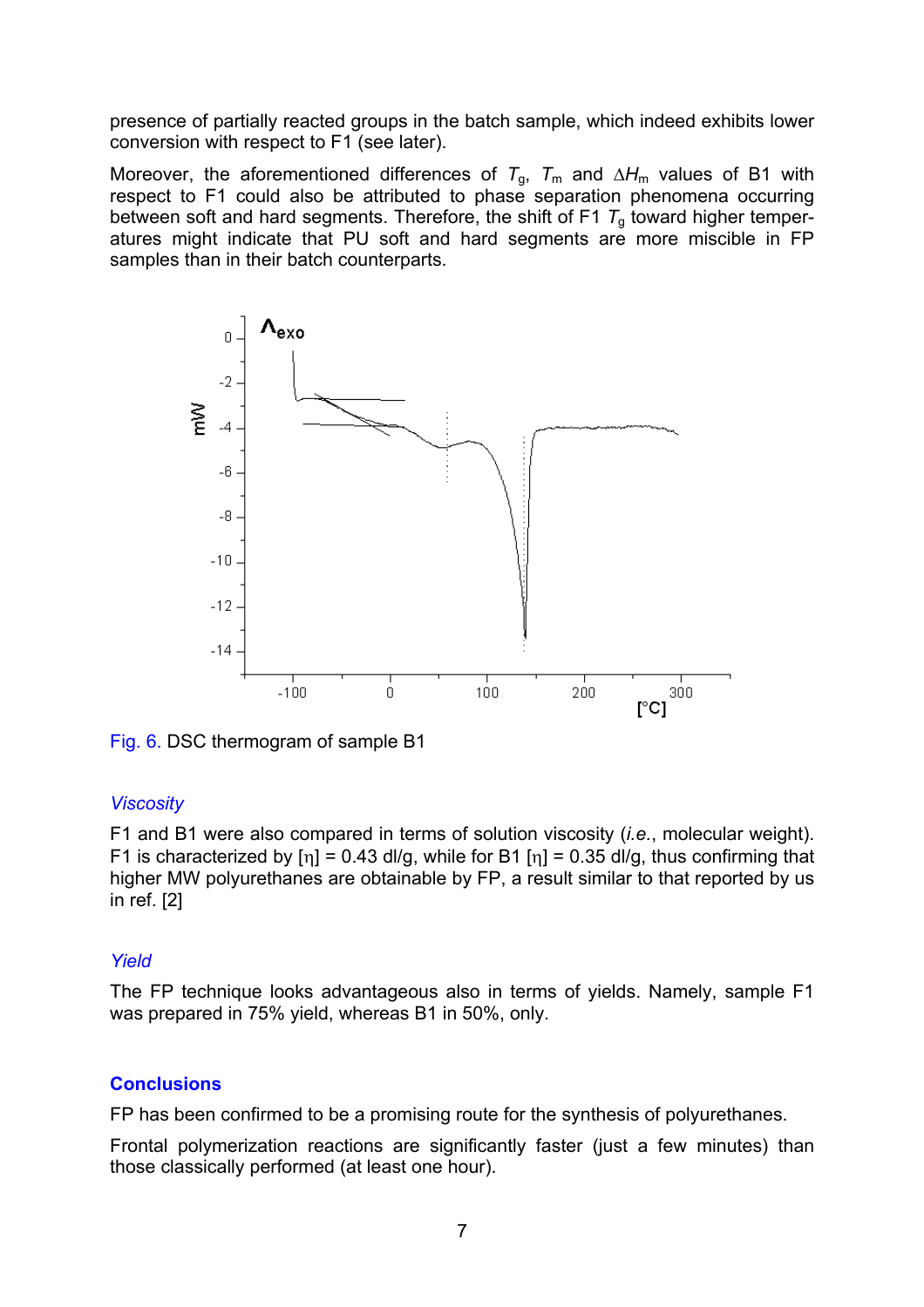presence of partially reacted groups in the batch sample, which indeed exhibits lower conversion with respect to F1 (see later).

Moreover, the aforementioned differences of $T_g$, $T_m$ and $\Delta H_m$ values of B1 with respect to F1 could also be attributed to phase separation phenomena occurring between soft and hard segments. Therefore, the shift of F1 $T_g$ toward higher temperatures might indicate that PU soft and hard segments are more miscible in FP samples than in their batch counterparts.

Fig. 6. DSC thermogram of sample B1

### *Viscosity*

F1 and B1 were also compared in terms of solution viscosity (*i.e.*, molecular weight). F1 is characterized by [η] = 0.43 dl/g, while for B1 [η] = 0.35 dl/g, thus confirming that higher MW polyurethanes are obtainable by FP, a result similar to that reported by us in ref. [2]

### *Yield*

The FP technique looks advantageous also in terms of yields. Namely, sample F1 was prepared in 75% yield, whereas B1 in 50%, only.

## Conclusions

FP has been confirmed to be a promising route for the synthesis of polyurethanes.

Frontal polymerization reactions are significantly faster (just a few minutes) than those classically performed (at least one hour).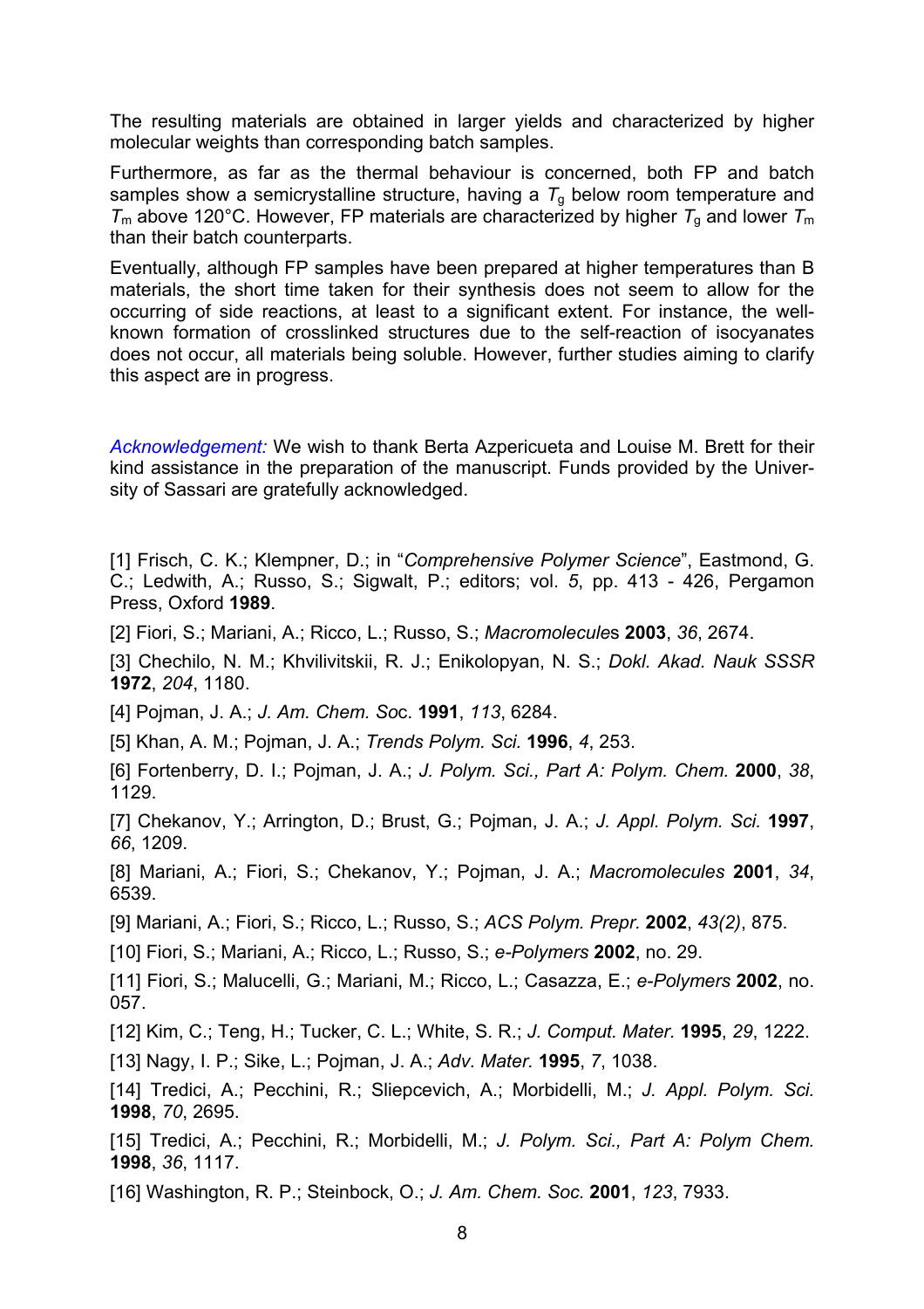The resulting materials are obtained in larger yields and characterized by higher molecular weights than corresponding batch samples.

Furthermore, as far as the thermal behaviour is concerned, both FP and batch samples show a semicrystalline structure, having a $T_g$ below room temperature and $T_m$ above 120°C. However, FP materials are characterized by higher $T_g$ and lower $T_m$ than their batch counterparts.

Eventually, although FP samples have been prepared at higher temperatures than B materials, the short time taken for their synthesis does not seem to allow for the occurring of side reactions, at least to a significant extent. For instance, the well-known formation of crosslinked structures due to the self-reaction of isocyanates does not occur, all materials being soluble. However, further studies aiming to clarify this aspect are in progress.

*Acknowledgement:* We wish to thank Berta Azpericueta and Louise M. Brett for their kind assistance in the preparation of the manuscript. Funds provided by the University of Sassari are gratefully acknowledged.

[1] Frisch, C. K.; Klempner, D.; in "*Comprehensive Polymer Science*", Eastmond, G. C.; Ledwith, A.; Russo, S.; Sigwalt, P.; editors; vol. *5*, pp. 413 - 426, Pergamon Press, Oxford **1989**.

[2] Fiori, S.; Mariani, A.; Ricco, L.; Russo, S.; *Macromolecules* **2003**, *36*, 2674.

[3] Chechilo, N. M.; Khvilivitskii, R. J.; Enikolopyan, N. S.; *Dokl. Akad. Nauk SSSR* **1972**, *204*, 1180.

[4] Pojman, J. A.; *J. Am. Chem. Soc*. **1991**, *113*, 6284.

[5] Khan, A. M.; Pojman, J. A.; *Trends Polym. Sci.* **1996**, *4*, 253.

[6] Fortenberry, D. I.; Pojman, J. A.; *J. Polym. Sci., Part A: Polym. Chem.* **2000**, *38*, 1129.

[7] Chekanov, Y.; Arrington, D.; Brust, G.; Pojman, J. A.; *J. Appl. Polym. Sci.* **1997**, *66*, 1209.

[8] Mariani, A.; Fiori, S.; Chekanov, Y.; Pojman, J. A.; *Macromolecules* **2001**, *34*, 6539.

[9] Mariani, A.; Fiori, S.; Ricco, L.; Russo, S.; *ACS Polym. Prepr.* **2002**, *43(2)*, 875.

[10] Fiori, S.; Mariani, A.; Ricco, L.; Russo, S.; *e-Polymers* **2002**, no. 29.

[11] Fiori, S.; Malucelli, G.; Mariani, M.; Ricco, L.; Casazza, E.; *e-Polymers* **2002**, no. 057.

[12] Kim, C.; Teng, H.; Tucker, C. L.; White, S. R.; *J. Comput. Mater.* **1995**, *29*, 1222.

[13] Nagy, I. P.; Sike, L.; Pojman, J. A.; *Adv. Mater.* **1995**, *7*, 1038.

[14] Tredici, A.; Pecchini, R.; Sliepcevich, A.; Morbidelli, M.; *J. Appl. Polym. Sci.* **1998**, *70*, 2695.

[15] Tredici, A.; Pecchini, R.; Morbidelli, M.; *J. Polym. Sci., Part A: Polym Chem.* **1998**, *36*, 1117.

[16] Washington, R. P.; Steinbock, O.; *J. Am. Chem. Soc.* **2001**, *123*, 7933.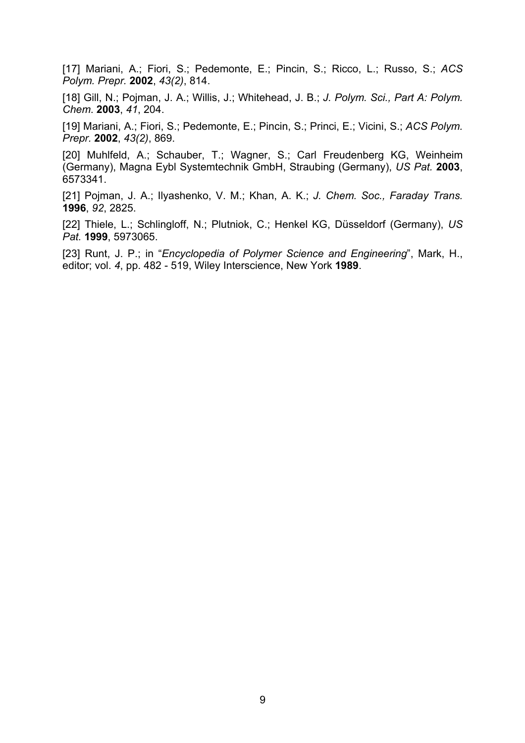[17] Mariani, A.; Fiori, S.; Pedemonte, E.; Pincin, S.; Ricco, L.; Russo, S.; *ACS Polym. Prepr.* **2002**, *43(2)*, 814.

[18] Gill, N.; Pojman, J. A.; Willis, J.; Whitehead, J. B.; *J. Polym. Sci., Part A: Polym. Chem.* **2003**, *41*, 204.

[19] Mariani, A.; Fiori, S.; Pedemonte, E.; Pincin, S.; Princi, E.; Vicini, S.; *ACS Polym. Prepr.* **2002**, *43(2)*, 869.

[20] Muhlfeld, A.; Schauber, T.; Wagner, S.; Carl Freudenberg KG, Weinheim (Germany), Magna Eybl Systemtechnik GmbH, Straubing (Germany), *US Pat.* **2003**, 6573341.

[21] Pojman, J. A.; Ilyashenko, V. M.; Khan, A. K.; *J. Chem. Soc., Faraday Trans.* **1996**, *92*, 2825.

[22] Thiele, L.; Schlingloff, N.; Plutniok, C.; Henkel KG, Düsseldorf (Germany), *US Pat.* **1999**, 5973065.

[23] Runt, J. P.; in "*Encyclopedia of Polymer Science and Engineering*", Mark, H., editor; vol. *4*, pp. 482 - 519, Wiley Interscience, New York **1989**.